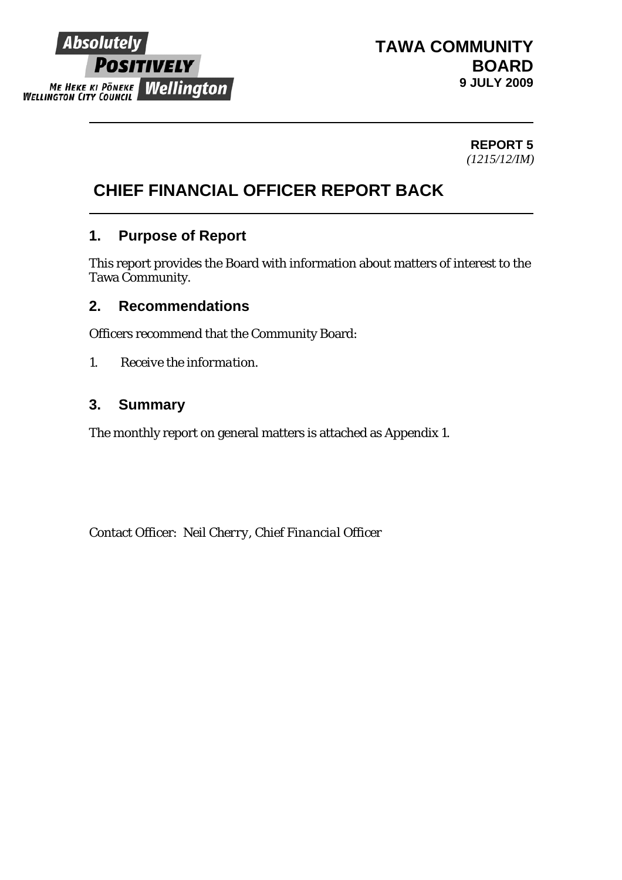Absolutely
POSITIVELY
ME HEKE KI PŌNEKE
WELLINGTON CITY COUNCIL
Wellington

**TAWA COMMUNITY BOARD**
**9 JULY 2009**

**REPORT 5**
*(1215/12/IM)*

# CHIEF FINANCIAL OFFICER REPORT BACK

## 1. Purpose of Report

This report provides the Board with information about matters of interest to the Tawa Community.

## 2. Recommendations

Officers recommend that the Community Board:

1. *Receive the information.*

## 3. Summary

The monthly report on general matters is attached as Appendix 1.

Contact Officer: *Neil Cherry, Chief Financial Officer*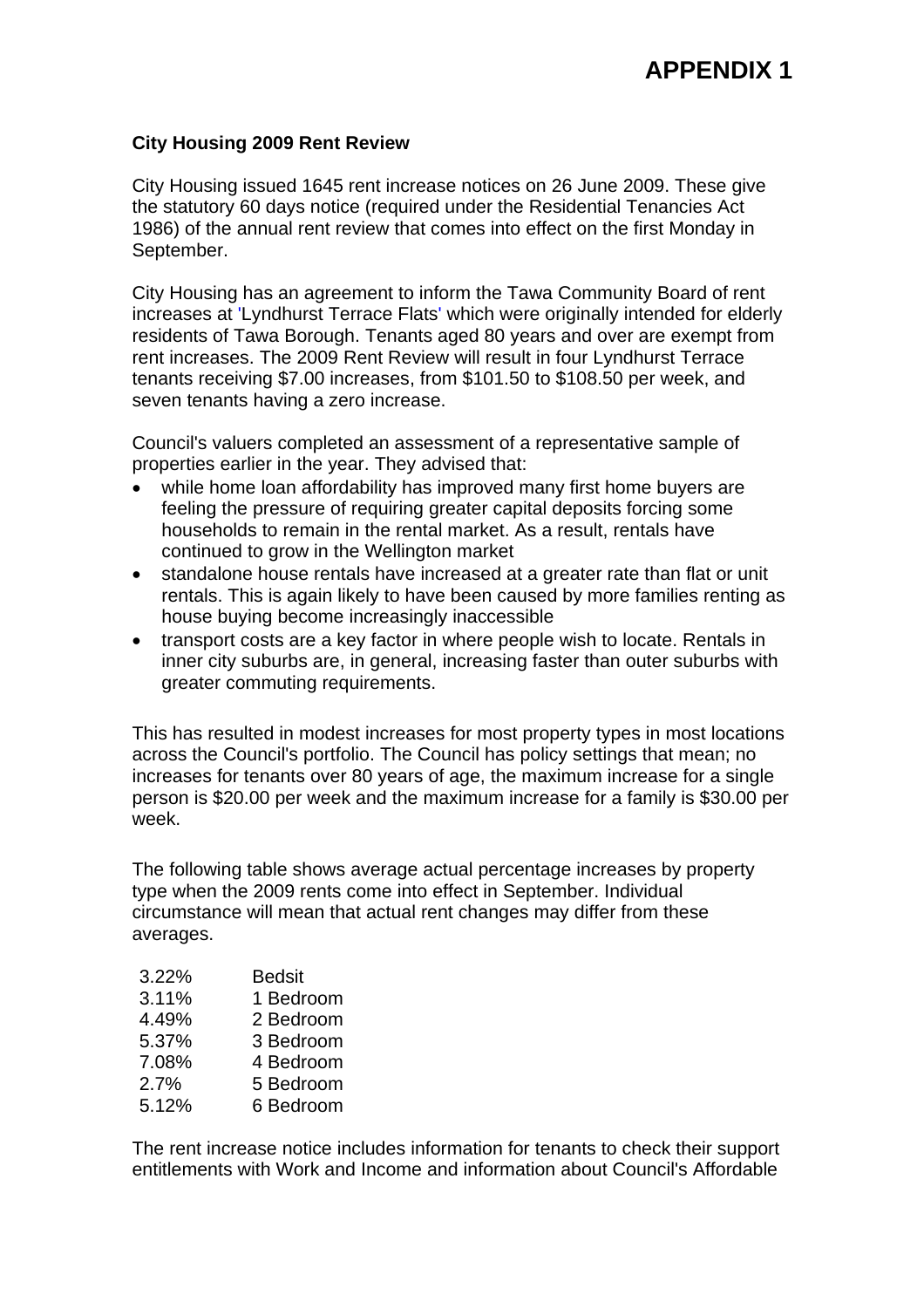# APPENDIX 1

**City Housing 2009 Rent Review**

City Housing issued 1645 rent increase notices on 26 June 2009. These give the statutory 60 days notice (required under the Residential Tenancies Act 1986) of the annual rent review that comes into effect on the first Monday in September.

City Housing has an agreement to inform the Tawa Community Board of rent increases at 'Lyndhurst Terrace Flats' which were originally intended for elderly residents of Tawa Borough. Tenants aged 80 years and over are exempt from rent increases. The 2009 Rent Review will result in four Lyndhurst Terrace tenants receiving $7.00 increases, from $101.50 to $108.50 per week, and seven tenants having a zero increase.

Council's valuers completed an assessment of a representative sample of properties earlier in the year. They advised that:

- while home loan affordability has improved many first home buyers are feeling the pressure of requiring greater capital deposits forcing some households to remain in the rental market. As a result, rentals have continued to grow in the Wellington market
- standalone house rentals have increased at a greater rate than flat or unit rentals. This is again likely to have been caused by more families renting as house buying become increasingly inaccessible
- transport costs are a key factor in where people wish to locate. Rentals in inner city suburbs are, in general, increasing faster than outer suburbs with greater commuting requirements.

This has resulted in modest increases for most property types in most locations across the Council's portfolio. The Council has policy settings that mean; no increases for tenants over 80 years of age, the maximum increase for a single person is $20.00 per week and the maximum increase for a family is $30.00 per week.

The following table shows average actual percentage increases by property type when the 2009 rents come into effect in September. Individual circumstance will mean that actual rent changes may differ from these averages.

| | |
|---|---|
| 3.22% | Bedsit |
| 3.11% | 1 Bedroom |
| 4.49% | 2 Bedroom |
| 5.37% | 3 Bedroom |
| 7.08% | 4 Bedroom |
| 2.7% | 5 Bedroom |
| 5.12% | 6 Bedroom |

The rent increase notice includes information for tenants to check their support entitlements with Work and Income and information about Council's Affordable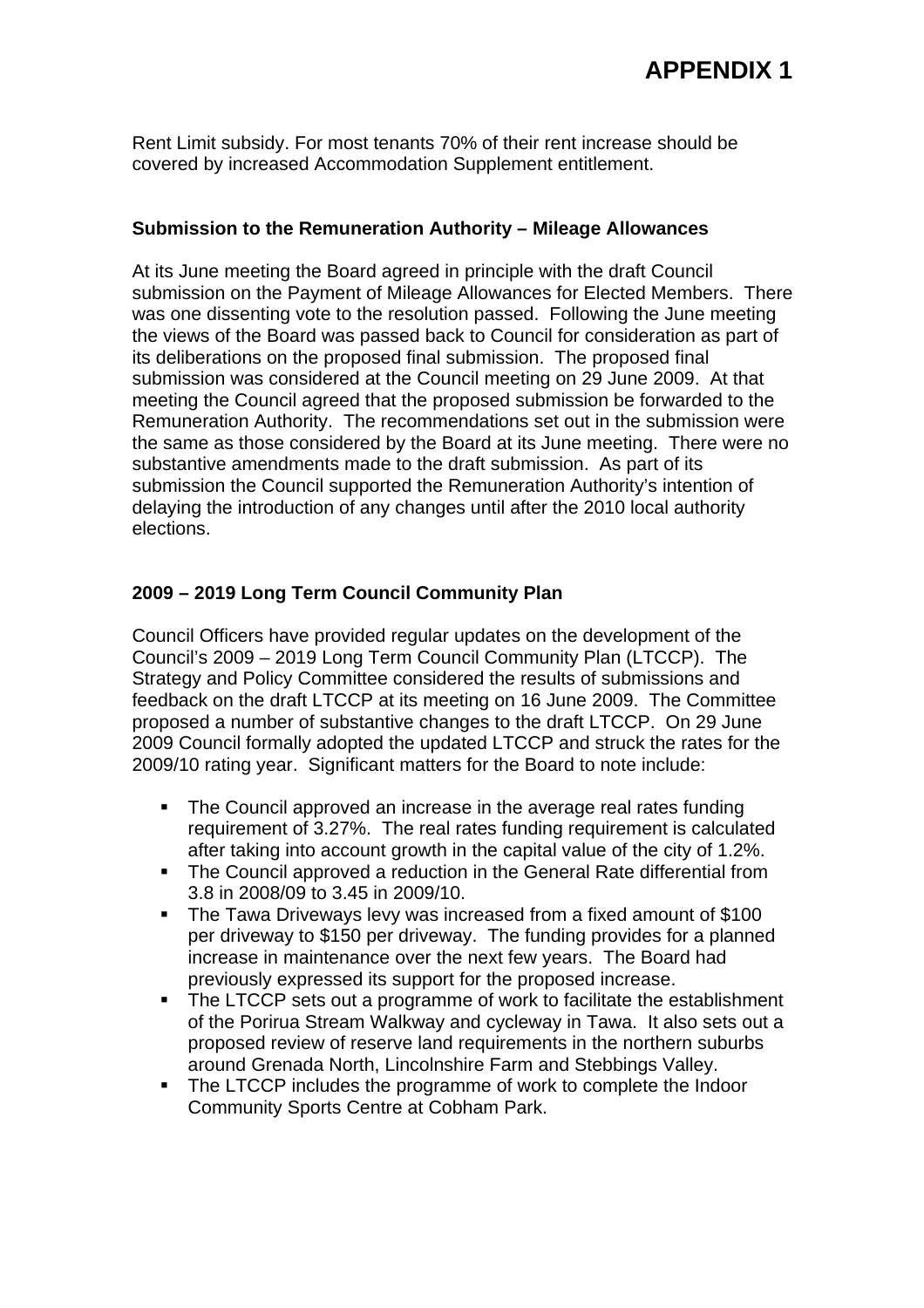Rent Limit subsidy. For most tenants 70% of their rent increase should be covered by increased Accommodation Supplement entitlement.

**Submission to the Remuneration Authority – Mileage Allowances**

At its June meeting the Board agreed in principle with the draft Council submission on the Payment of Mileage Allowances for Elected Members. There was one dissenting vote to the resolution passed. Following the June meeting the views of the Board was passed back to Council for consideration as part of its deliberations on the proposed final submission. The proposed final submission was considered at the Council meeting on 29 June 2009. At that meeting the Council agreed that the proposed submission be forwarded to the Remuneration Authority. The recommendations set out in the submission were the same as those considered by the Board at its June meeting. There were no substantive amendments made to the draft submission. As part of its submission the Council supported the Remuneration Authority's intention of delaying the introduction of any changes until after the 2010 local authority elections.

**2009 – 2019 Long Term Council Community Plan**

Council Officers have provided regular updates on the development of the Council's 2009 – 2019 Long Term Council Community Plan (LTCCP). The Strategy and Policy Committee considered the results of submissions and feedback on the draft LTCCP at its meeting on 16 June 2009. The Committee proposed a number of substantive changes to the draft LTCCP. On 29 June 2009 Council formally adopted the updated LTCCP and struck the rates for the 2009/10 rating year. Significant matters for the Board to note include:

- The Council approved an increase in the average real rates funding requirement of 3.27%. The real rates funding requirement is calculated after taking into account growth in the capital value of the city of 1.2%.
- The Council approved a reduction in the General Rate differential from 3.8 in 2008/09 to 3.45 in 2009/10.
- The Tawa Driveways levy was increased from a fixed amount of $100 per driveway to $150 per driveway. The funding provides for a planned increase in maintenance over the next few years. The Board had previously expressed its support for the proposed increase.
- The LTCCP sets out a programme of work to facilitate the establishment of the Porirua Stream Walkway and cycleway in Tawa. It also sets out a proposed review of reserve land requirements in the northern suburbs around Grenada North, Lincolnshire Farm and Stebbings Valley.
- The LTCCP includes the programme of work to complete the Indoor Community Sports Centre at Cobham Park.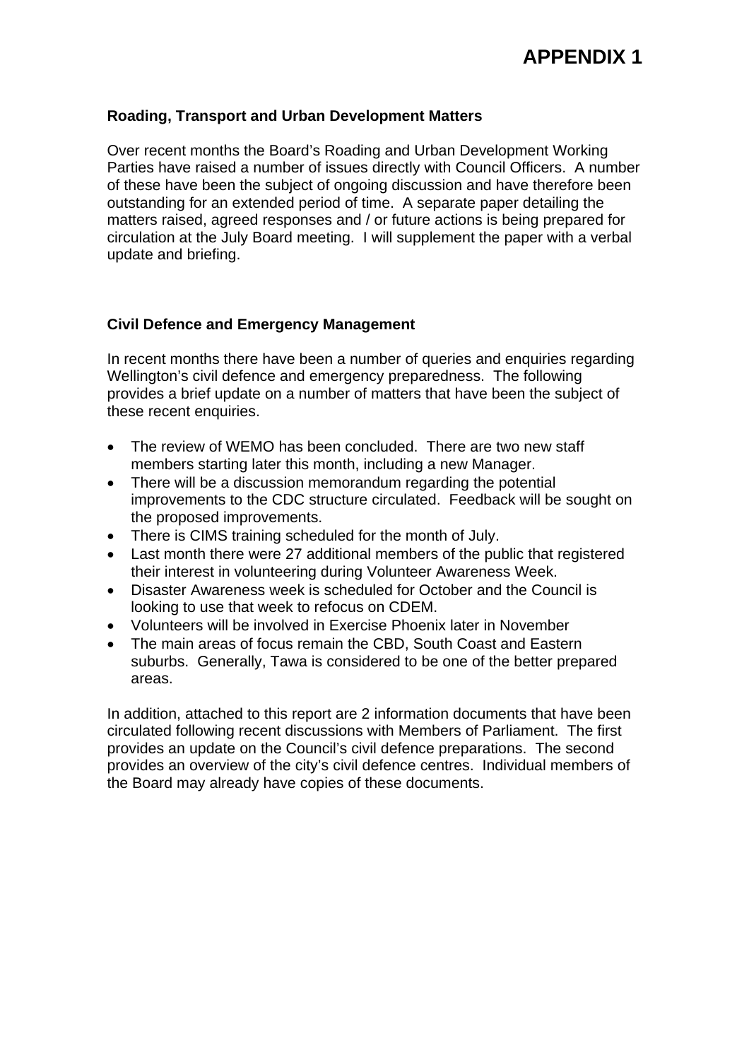# APPENDIX 1

**Roading, Transport and Urban Development Matters**

Over recent months the Board's Roading and Urban Development Working Parties have raised a number of issues directly with Council Officers. A number of these have been the subject of ongoing discussion and have therefore been outstanding for an extended period of time. A separate paper detailing the matters raised, agreed responses and / or future actions is being prepared for circulation at the July Board meeting. I will supplement the paper with a verbal update and briefing.

**Civil Defence and Emergency Management**

In recent months there have been a number of queries and enquiries regarding Wellington's civil defence and emergency preparedness. The following provides a brief update on a number of matters that have been the subject of these recent enquiries.

- The review of WEMO has been concluded. There are two new staff members starting later this month, including a new Manager.
- There will be a discussion memorandum regarding the potential improvements to the CDC structure circulated. Feedback will be sought on the proposed improvements.
- There is CIMS training scheduled for the month of July.
- Last month there were 27 additional members of the public that registered their interest in volunteering during Volunteer Awareness Week.
- Disaster Awareness week is scheduled for October and the Council is looking to use that week to refocus on CDEM.
- Volunteers will be involved in Exercise Phoenix later in November
- The main areas of focus remain the CBD, South Coast and Eastern suburbs. Generally, Tawa is considered to be one of the better prepared areas.

In addition, attached to this report are 2 information documents that have been circulated following recent discussions with Members of Parliament. The first provides an update on the Council's civil defence preparations. The second provides an overview of the city's civil defence centres. Individual members of the Board may already have copies of these documents.